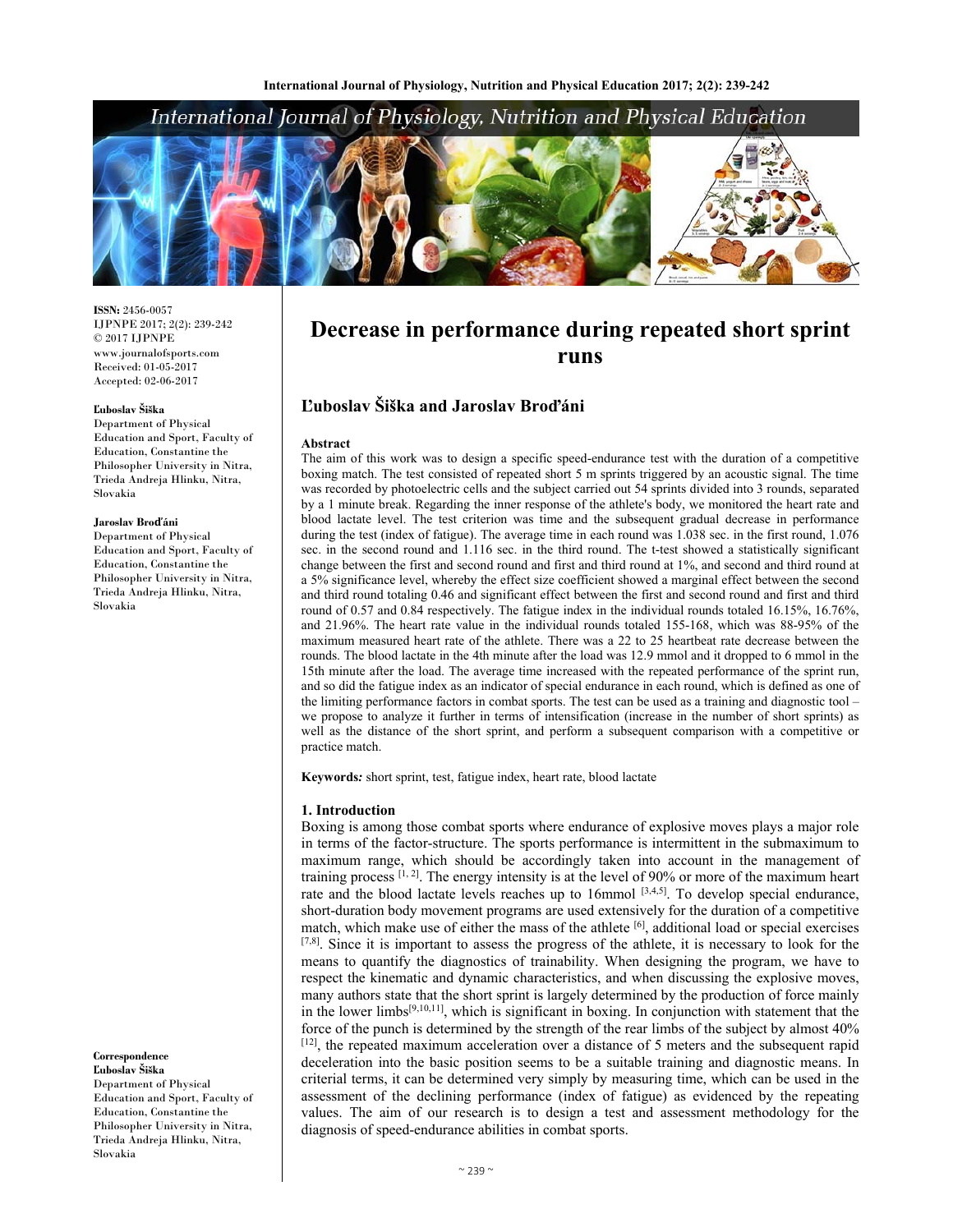ISSN: 2456-0057
IJPNPE 2017; 2(2): 239-242
© 2017 IJPNPE
www.journalofsports.com
Received: 01-05-2017
Accepted: 02-06-2017

**Ľuboslav Šiška**
Department of Physical Education and Sport, Faculty of Education, Constantine the Philosopher University in Nitra, Trieda Andreja Hlinku, Nitra, Slovakia

**Jaroslav Broďáni**
Department of Physical Education and Sport, Faculty of Education, Constantine the Philosopher University in Nitra, Trieda Andreja Hlinku, Nitra, Slovakia

**Correspondence**
**Ľuboslav Šiška**
Department of Physical Education and Sport, Faculty of Education, Constantine the Philosopher University in Nitra, Trieda Andreja Hlinku, Nitra, Slovakia

# Decrease in performance during repeated short sprint runs

## Ľuboslav Šiška and Jaroslav Broďáni

### Abstract

The aim of this work was to design a specific speed-endurance test with the duration of a competitive boxing match. The test consisted of repeated short 5 m sprints triggered by an acoustic signal. The time was recorded by photoelectric cells and the subject carried out 54 sprints divided into 3 rounds, separated by a 1 minute break. Regarding the inner response of the athlete's body, we monitored the heart rate and blood lactate level. The test criterion was time and the subsequent gradual decrease in performance during the test (index of fatigue). The average time in each round was 1.038 sec. in the first round, 1.076 sec. in the second round and 1.116 sec. in the third round. The t-test showed a statistically significant change between the first and second round and first and third round at 1%, and second and third round at a 5% significance level, whereby the effect size coefficient showed a marginal effect between the second and third round totaling 0.46 and significant effect between the first and second round and first and third round of 0.57 and 0.84 respectively. The fatigue index in the individual rounds totaled 16.15%, 16.76%, and 21.96%. The heart rate value in the individual rounds totaled 155-168, which was 88-95% of the maximum measured heart rate of the athlete. There was a 22 to 25 heartbeat rate decrease between the rounds. The blood lactate in the 4th minute after the load was 12.9 mmol and it dropped to 6 mmol in the 15th minute after the load. The average time increased with the repeated performance of the sprint run, and so did the fatigue index as an indicator of special endurance in each round, which is defined as one of the limiting performance factors in combat sports. The test can be used as a training and diagnostic tool – we propose to analyze it further in terms of intensification (increase in the number of short sprints) as well as the distance of the short sprint, and perform a subsequent comparison with a competitive or practice match.

**Keywords***:* short sprint, test, fatigue index, heart rate, blood lactate

### 1. Introduction

Boxing is among those combat sports where endurance of explosive moves plays a major role in terms of the factor-structure. The sports performance is intermittent in the submaximum to maximum range, which should be accordingly taken into account in the management of training process [1, 2]. The energy intensity is at the level of 90% or more of the maximum heart rate and the blood lactate levels reaches up to 16mmol [3,4,5]. To develop special endurance, short-duration body movement programs are used extensively for the duration of a competitive match, which make use of either the mass of the athlete [6], additional load or special exercises [7,8]. Since it is important to assess the progress of the athlete, it is necessary to look for the means to quantify the diagnostics of trainability. When designing the program, we have to respect the kinematic and dynamic characteristics, and when discussing the explosive moves, many authors state that the short sprint is largely determined by the production of force mainly in the lower limbs[9,10,11], which is significant in boxing. In conjunction with statement that the force of the punch is determined by the strength of the rear limbs of the subject by almost 40% [12], the repeated maximum acceleration over a distance of 5 meters and the subsequent rapid deceleration into the basic position seems to be a suitable training and diagnostic means. In criterial terms, it can be determined very simply by measuring time, which can be used in the assessment of the declining performance (index of fatigue) as evidenced by the repeating values. The aim of our research is to design a test and assessment methodology for the diagnosis of speed-endurance abilities in combat sports.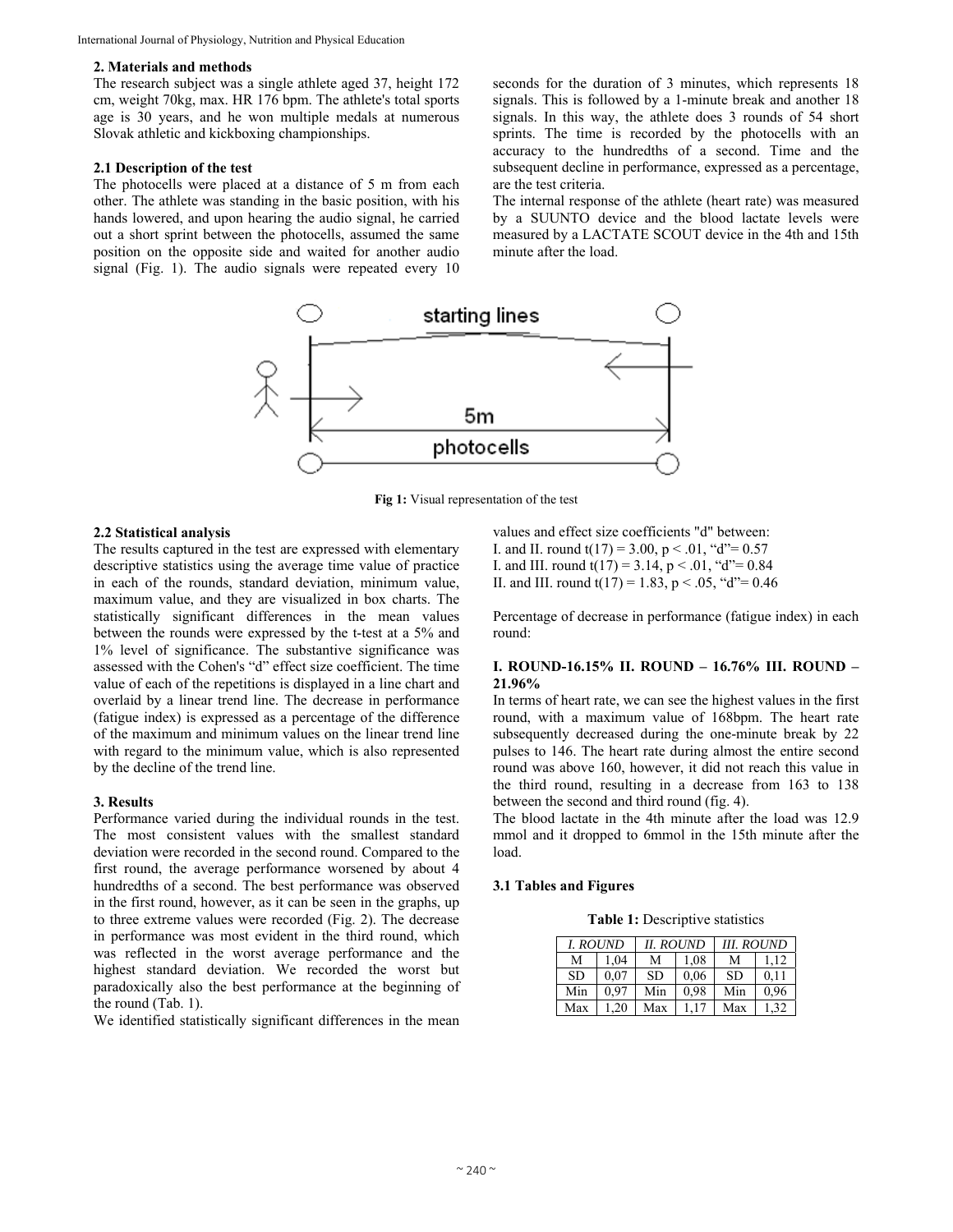## 2. Materials and methods

The research subject was a single athlete aged 37, height 172 cm, weight 70kg, max. HR 176 bpm. The athlete's total sports age is 30 years, and he won multiple medals at numerous Slovak athletic and kickboxing championships.

### 2.1 Description of the test

The photocells were placed at a distance of 5 m from each other. The athlete was standing in the basic position, with his hands lowered, and upon hearing the audio signal, he carried out a short sprint between the photocells, assumed the same position on the opposite side and waited for another audio signal (Fig. 1). The audio signals were repeated every 10 seconds for the duration of 3 minutes, which represents 18 signals. This is followed by a 1-minute break and another 18 signals. In this way, the athlete does 3 rounds of 54 short sprints. The time is recorded by the photocells with an accuracy to the hundredths of a second. Time and the subsequent decline in performance, expressed as a percentage, are the test criteria.

The internal response of the athlete (heart rate) was measured by a SUUNTO device and the blood lactate levels were measured by a LACTATE SCOUT device in the 4th and 15th minute after the load.

**Fig 1:** Visual representation of the test

### 2.2 Statistical analysis

The results captured in the test are expressed with elementary descriptive statistics using the average time value of practice in each of the rounds, standard deviation, minimum value, maximum value, and they are visualized in box charts. The statistically significant differences in the mean values between the rounds were expressed by the t-test at a 5% and 1% level of significance. The substantive significance was assessed with the Cohen's "d" effect size coefficient. The time value of each of the repetitions is displayed in a line chart and overlaid by a linear trend line. The decrease in performance (fatigue index) is expressed as a percentage of the difference of the maximum and minimum values on the linear trend line with regard to the minimum value, which is also represented by the decline of the trend line.

## 3. Results

Performance varied during the individual rounds in the test. The most consistent values with the smallest standard deviation were recorded in the second round. Compared to the first round, the average performance worsened by about 4 hundredths of a second. The best performance was observed in the first round, however, as it can be seen in the graphs, up to three extreme values were recorded (Fig. 2). The decrease in performance was most evident in the third round, which was reflected in the worst average performance and the highest standard deviation. We recorded the worst but paradoxically also the best performance at the beginning of the round (Tab. 1).

We identified statistically significant differences in the mean values and effect size coefficients "d" between:

I. and II. round $t(17) = 3.00$, $p < .01$, "d"= 0.57

I. and III. round $t(17) = 3.14$, $p < .01$, "d"= 0.84

II. and III. round $t(17) = 1.83$, $p < .05$, "d"= 0.46

Percentage of decrease in performance (fatigue index) in each round:

**I. ROUND-16.15% II. ROUND – 16.76% III. ROUND – 21.96%**

In terms of heart rate, we can see the highest values in the first round, with a maximum value of 168bpm. The heart rate subsequently decreased during the one-minute break by 22 pulses to 146. The heart rate during almost the entire second round was above 160, however, it did not reach this value in the third round, resulting in a decrease from 163 to 138 between the second and third round (fig. 4).

The blood lactate in the 4th minute after the load was 12.9 mmol and it dropped to 6mmol in the 15th minute after the load.

### 3.1 Tables and Figures

**Table 1:** Descriptive statistics

| *I. ROUND* | | *II. ROUND* | | *III. ROUND* | |
|---|---|---|---|---|---|
| M | 1,04 | M | 1,08 | M | 1,12 |
| SD | 0,07 | SD | 0,06 | SD | 0,11 |
| Min | 0,97 | Min | 0,98 | Min | 0,96 |
| Max | 1,20 | Max | 1,17 | Max | 1,32 |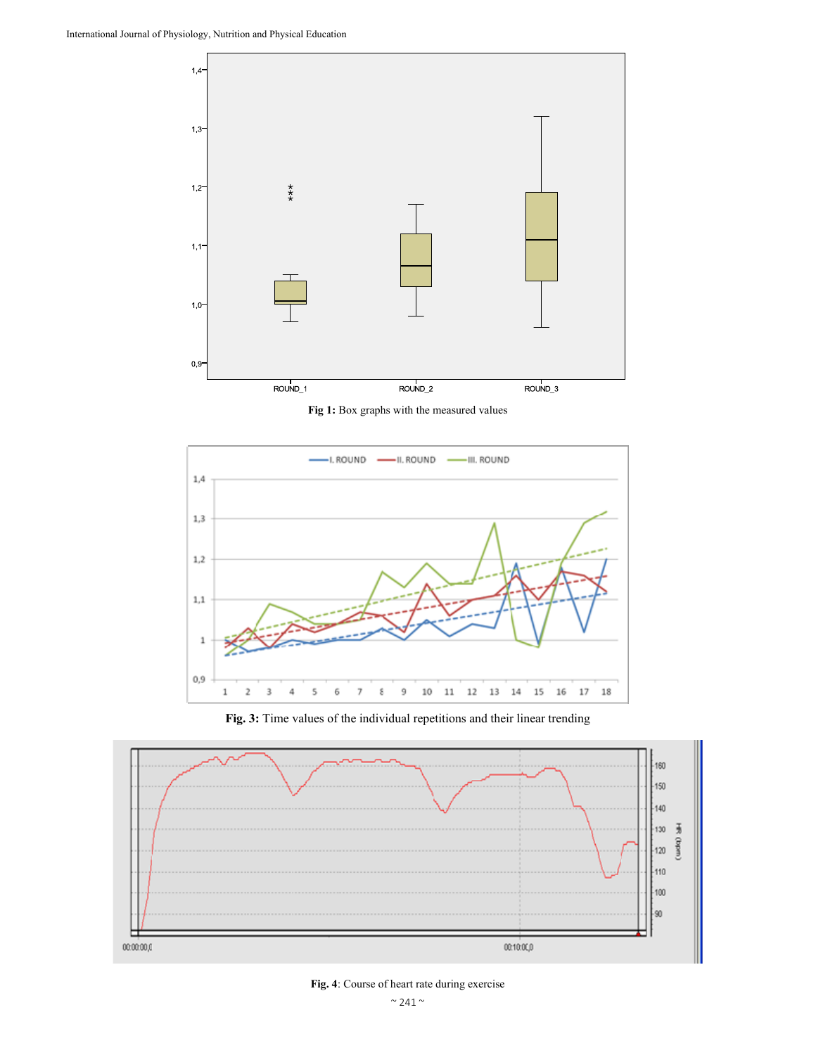Fig 1: Box graphs with the measured values

Fig. 3: Time values of the individual repetitions and their linear trending

Fig. 4: Course of heart rate during exercise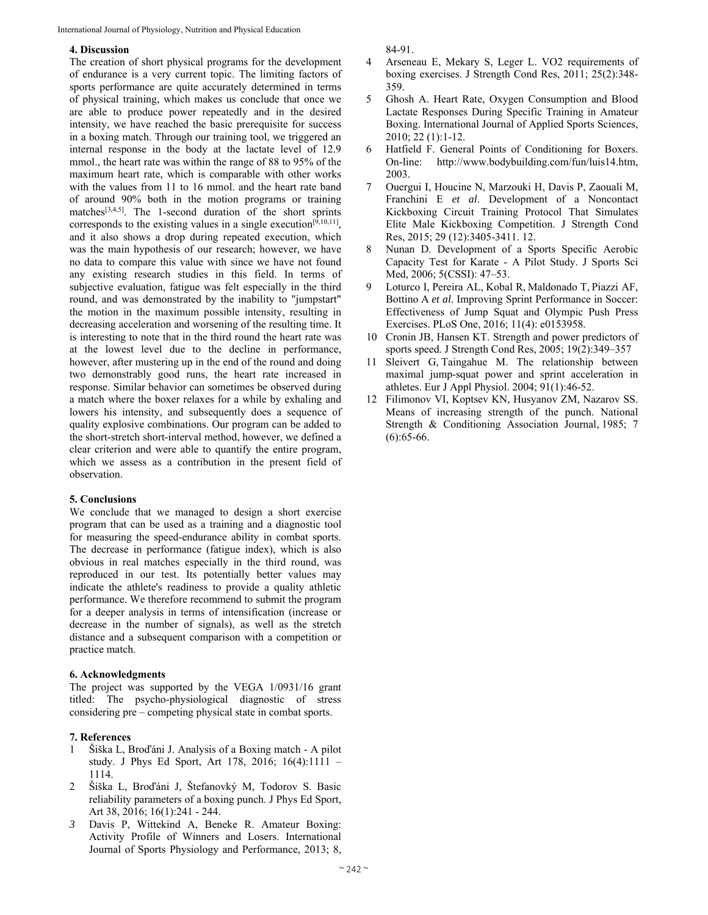## 4. Discussion

The creation of short physical programs for the development of endurance is a very current topic. The limiting factors of sports performance are quite accurately determined in terms of physical training, which makes us conclude that once we are able to produce power repeatedly and in the desired intensity, we have reached the basic prerequisite for success in a boxing match. Through our training tool, we triggered an internal response in the body at the lactate level of 12.9 mmol., the heart rate was within the range of 88 to 95% of the maximum heart rate, which is comparable with other works with the values from 11 to 16 mmol. and the heart rate band of around 90% both in the motion programs or training matches[3,4,5]. The 1-second duration of the short sprints corresponds to the existing values in a single execution[9,10,11], and it also shows a drop during repeated execution, which was the main hypothesis of our research; however, we have no data to compare this value with since we have not found any existing research studies in this field. In terms of subjective evaluation, fatigue was felt especially in the third round, and was demonstrated by the inability to "jumpstart" the motion in the maximum possible intensity, resulting in decreasing acceleration and worsening of the resulting time. It is interesting to note that in the third round the heart rate was at the lowest level due to the decline in performance, however, after mustering up in the end of the round and doing two demonstrably good runs, the heart rate increased in response. Similar behavior can sometimes be observed during a match where the boxer relaxes for a while by exhaling and lowers his intensity, and subsequently does a sequence of quality explosive combinations. Our program can be added to the short-stretch short-interval method, however, we defined a clear criterion and were able to quantify the entire program, which we assess as a contribution in the present field of observation.

## 5. Conclusions

We conclude that we managed to design a short exercise program that can be used as a training and a diagnostic tool for measuring the speed-endurance ability in combat sports. The decrease in performance (fatigue index), which is also obvious in real matches especially in the third round, was reproduced in our test. Its potentially better values may indicate the athlete's readiness to provide a quality athletic performance. We therefore recommend to submit the program for a deeper analysis in terms of intensification (increase or decrease in the number of signals), as well as the stretch distance and a subsequent comparison with a competition or practice match.

## 6. Acknowledgments

The project was supported by the VEGA 1/0931/16 grant titled: The psycho-physiological diagnostic of stress considering pre – competing physical state in combat sports.

## 7. References

1. Šiška L, Broďáni J. Analysis of a Boxing match - A pilot study. J Phys Ed Sport, Art 178, 2016; 16(4):1111 – 1114.
2. Šiška L, Broďáni J, Štefanovký M, Todorov S. Basic reliability parameters of a boxing punch. J Phys Ed Sport, Art 38, 2016; 16(1):241 - 244.
3. Davis P, Wittekind A, Beneke R. Amateur Boxing: Activity Profile of Winners and Losers. International Journal of Sports Physiology and Performance, 2013; 8, 84-91.
4. Arseneau E, Mekary S, Leger L. VO2 requirements of boxing exercises. J Strength Cond Res, 2011; 25(2):348-359.
5. Ghosh A. Heart Rate, Oxygen Consumption and Blood Lactate Responses During Specific Training in Amateur Boxing. International Journal of Applied Sports Sciences, 2010; 22 (1):1-12.
6. Hatfield F. General Points of Conditioning for Boxers. On-line: http://www.bodybuilding.com/fun/luis14.htm, 2003.
7. Ouergui I, Houcine N, Marzouki H, Davis P, Zaouali M, Franchini E *et al*. Development of a Noncontact Kickboxing Circuit Training Protocol That Simulates Elite Male Kickboxing Competition. J Strength Cond Res, 2015; 29 (12):3405-3411. 12.
8. Nunan D. Development of a Sports Specific Aerobic Capacity Test for Karate - A Pilot Study. J Sports Sci Med, 2006; 5(CSSI): 47–53.
9. Loturco I, Pereira AL, Kobal R, Maldonado T, Piazzi AF, Bottino A *et al*. Improving Sprint Performance in Soccer: Effectiveness of Jump Squat and Olympic Push Press Exercises. PLoS One, 2016; 11(4): e0153958.
10. Cronin JB, Hansen KT. Strength and power predictors of sports speed. J Strength Cond Res, 2005; 19(2):349–357
11. Sleivert G, Taingahue M. The relationship between maximal jump-squat power and sprint acceleration in athletes. Eur J Appl Physiol. 2004; 91(1):46-52.
12. Filimonov VI, Koptsev KN, Husyanov ZM, Nazarov SS. Means of increasing strength of the punch. National Strength & Conditioning Association Journal, 1985; 7 (6):65-66.